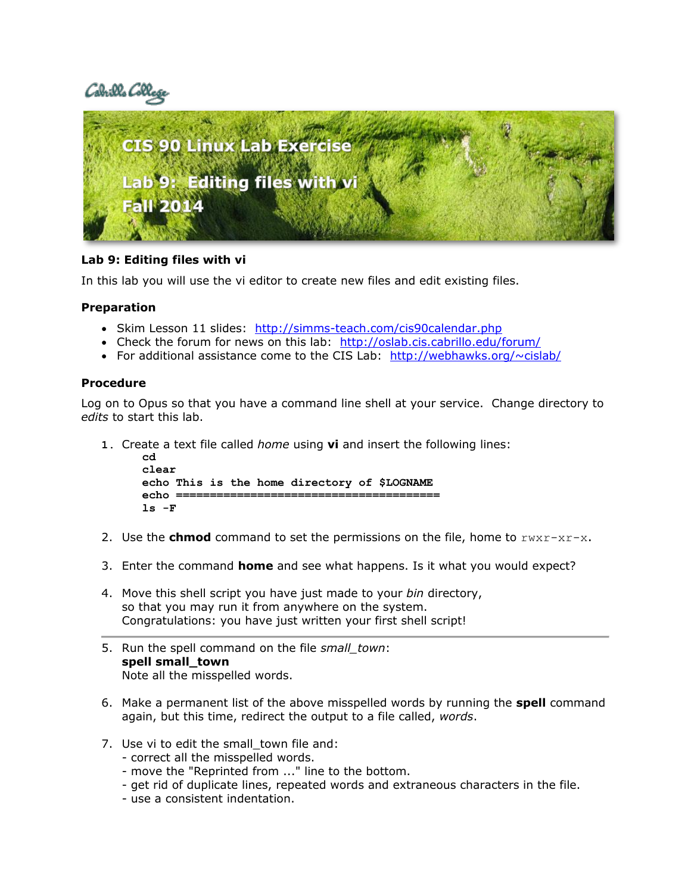CIS 90 Linux Lab Exercise

Lab 9: Editing files with vi

Fall 2014

## Lab 9: Editing files with vi

In this lab you will use the vi editor to create new files and edit existing files.

### Preparation

- Skim Lesson 11 slides: http://simms-teach.com/cis90calendar.php
- Check the forum for news on this lab: http://oslab.cis.cabrillo.edu/forum/
- For additional assistance come to the CIS Lab: http://webhawks.org/~cislab/

### Procedure

Log on to Opus so that you have a command line shell at your service. Change directory to *edits* to start this lab.

1. Create a text file called *home* using **vi** and insert the following lines:
```
cd
clear
echo This is the home directory of $LOGNAME
echo =======================================
ls -F
```

2. Use the **chmod** command to set the permissions on the file, home to `rwxr-xr-x`.

3. Enter the command **home** and see what happens. Is it what you would expect?

4. Move this shell script you have just made to your *bin* directory, so that you may run it from anywhere on the system. Congratulations: you have just written your first shell script!

---

5. Run the spell command on the file *small_town*:
**spell small_town**
Note all the misspelled words.

6. Make a permanent list of the above misspelled words by running the **spell** command again, but this time, redirect the output to a file called, *words*.

7. Use vi to edit the small_town file and:
- correct all the misspelled words.
- move the "Reprinted from ..." line to the bottom.
- get rid of duplicate lines, repeated words and extraneous characters in the file.
- use a consistent indentation.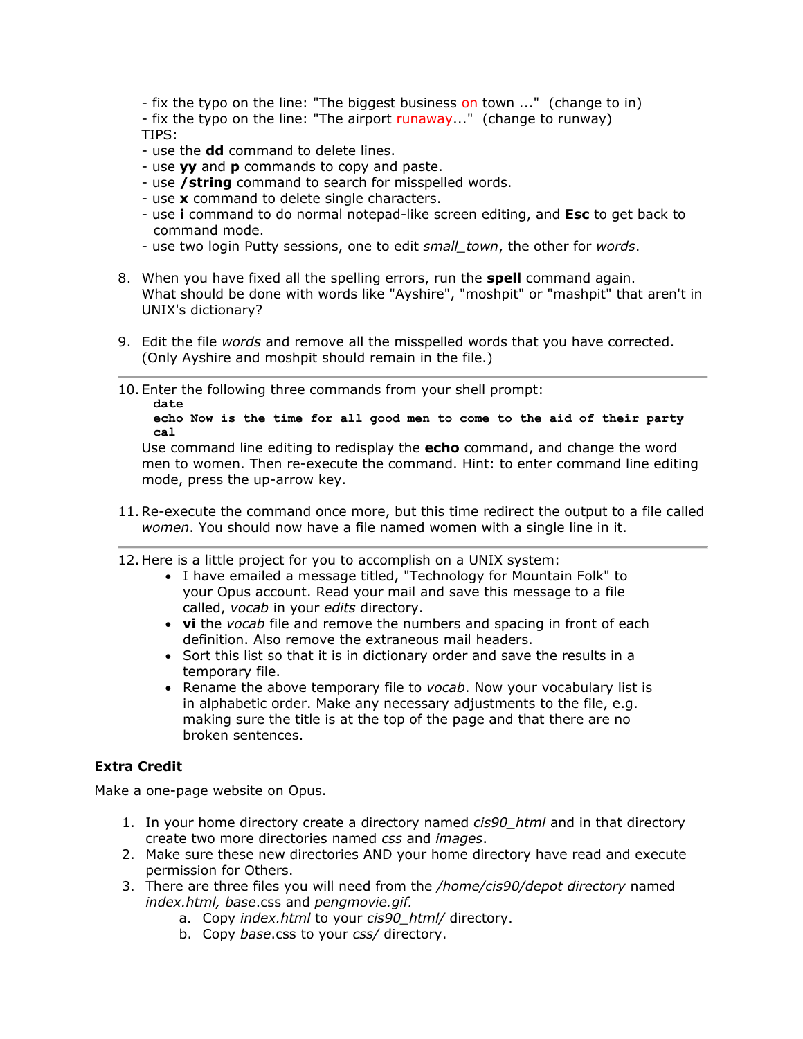- fix the typo on the line: "The biggest business on town ..." (change to in)
- fix the typo on the line: "The airport runaway..." (change to runway)

TIPS:
- use the **dd** command to delete lines.
- use **yy** and **p** commands to copy and paste.
- use **/string** command to search for misspelled words.
- use **x** command to delete single characters.
- use **i** command to do normal notepad-like screen editing, and **Esc** to get back to command mode.
- use two login Putty sessions, one to edit *small_town*, the other for *words*.

8. When you have fixed all the spelling errors, run the **spell** command again. What should be done with words like "Ayshire", "moshpit" or "mashpit" that aren't in UNIX's dictionary?

9. Edit the file *words* and remove all the misspelled words that you have corrected. (Only Ayshire and moshpit should remain in the file.)

---

10. Enter the following three commands from your shell prompt:
    ```
    date
    echo Now is the time for all good men to come to the aid of their party
    cal
    ```
    Use command line editing to redisplay the **echo** command, and change the word men to women. Then re-execute the command. Hint: to enter command line editing mode, press the up-arrow key.

11. Re-execute the command once more, but this time redirect the output to a file called *women*. You should now have a file named women with a single line in it.

---

12. Here is a little project for you to accomplish on a UNIX system:
    - I have emailed a message titled, "Technology for Mountain Folk" to your Opus account. Read your mail and save this message to a file called, *vocab* in your *edits* directory.
    - **vi** the *vocab* file and remove the numbers and spacing in front of each definition. Also remove the extraneous mail headers.
    - Sort this list so that it is in dictionary order and save the results in a temporary file.
    - Rename the above temporary file to *vocab*. Now your vocabulary list is in alphabetic order. Make any necessary adjustments to the file, e.g. making sure the title is at the top of the page and that there are no broken sentences.

### Extra Credit

Make a one-page website on Opus.

1. In your home directory create a directory named *cis90_html* and in that directory create two more directories named *css* and *images*.
2. Make sure these new directories AND your home directory have read and execute permission for Others.
3. There are three files you will need from the */home/cis90/depot directory* named *index.html, base*.css and *pengmovie.gif.*
   a. Copy *index.html* to your *cis90_html/* directory.
   b. Copy *base*.css to your *css/* directory.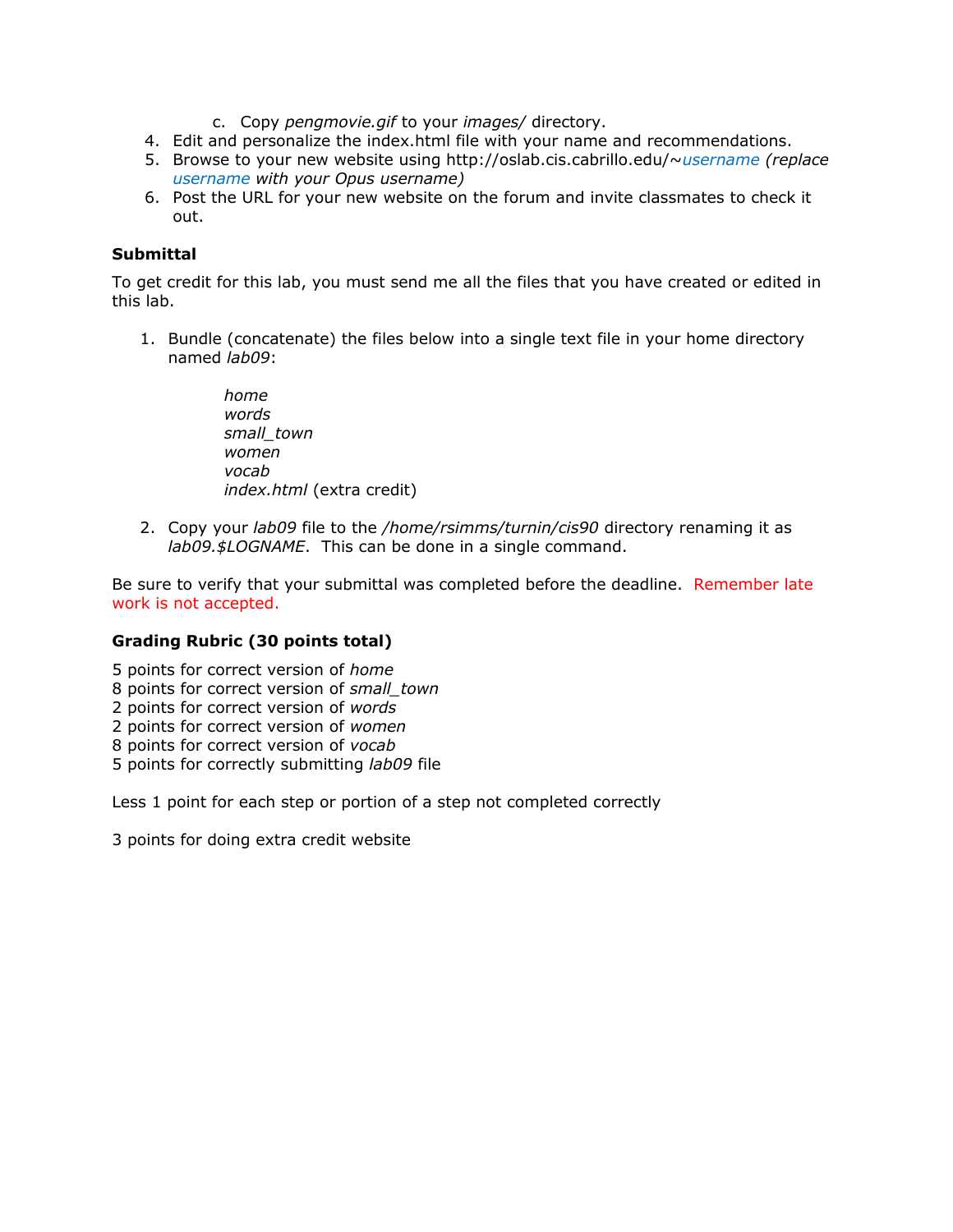c. Copy *pengmovie.gif* to your *images/* directory.

4. Edit and personalize the index.html file with your name and recommendations.
5. Browse to your new website using http://oslab.cis.cabrillo.edu/~*username* *(replace username with your Opus username)*
6. Post the URL for your new website on the forum and invite classmates to check it out.

### Submittal

To get credit for this lab, you must send me all the files that you have created or edited in this lab.

1. Bundle (concatenate) the files below into a single text file in your home directory named *lab09*:

   *home*
   *words*
   *small_town*
   *women*
   *vocab*
   *index.html* (extra credit)

2. Copy your *lab09* file to the */home/rsimms/turnin/cis90* directory renaming it as *lab09.$LOGNAME*. This can be done in a single command.

Be sure to verify that your submittal was completed before the deadline. Remember late work is not accepted.

### Grading Rubric (30 points total)

5 points for correct version of *home*
8 points for correct version of *small_town*
2 points for correct version of *words*
2 points for correct version of *women*
8 points for correct version of *vocab*
5 points for correctly submitting *lab09* file

Less 1 point for each step or portion of a step not completed correctly

3 points for doing extra credit website